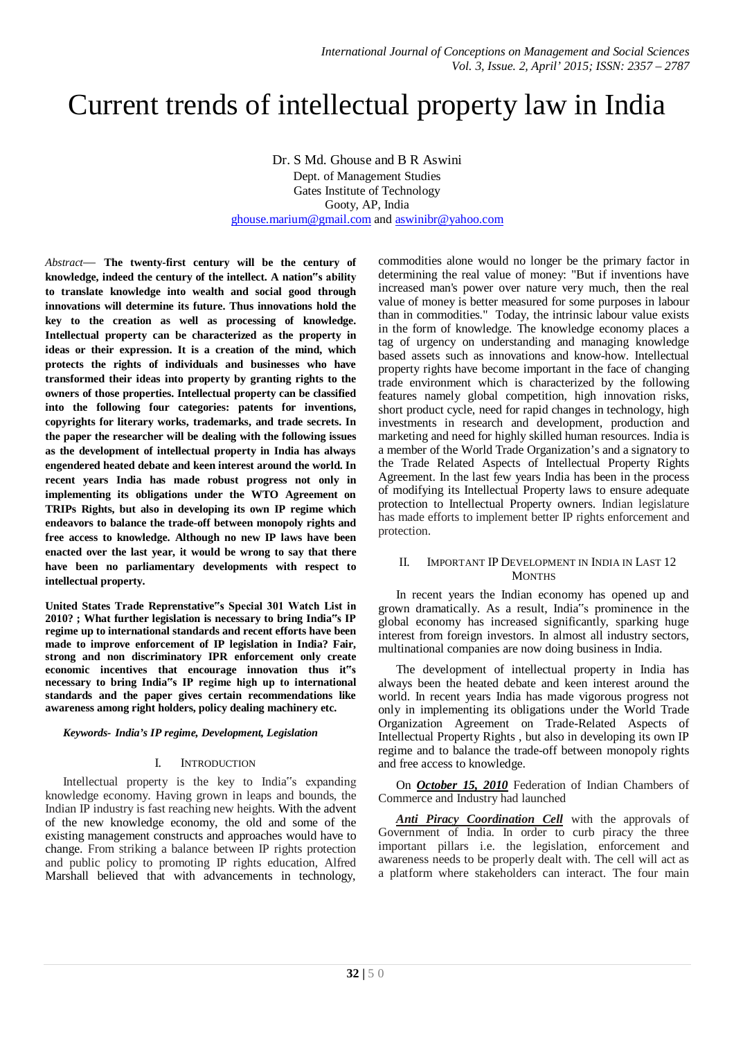# Current trends of intellectual property law in India

Dr. S Md. Ghouse and B R Aswini
Dept. of Management Studies
Gates Institute of Technology
Gooty, AP, India
ghouse.marium@gmail.com and aswinibr@yahoo.com

*Abstract*— **The twenty-first century will be the century of knowledge, indeed the century of the intellect. A nation"s ability to translate knowledge into wealth and social good through innovations will determine its future. Thus innovations hold the key to the creation as well as processing of knowledge. Intellectual property can be characterized as the property in ideas or their expression. It is a creation of the mind, which protects the rights of individuals and businesses who have transformed their ideas into property by granting rights to the owners of those properties. Intellectual property can be classified into the following four categories: patents for inventions, copyrights for literary works, trademarks, and trade secrets. In the paper the researcher will be dealing with the following issues as the development of intellectual property in India has always engendered heated debate and keen interest around the world. In recent years India has made robust progress not only in implementing its obligations under the WTO Agreement on TRIPs Rights, but also in developing its own IP regime which endeavors to balance the trade-off between monopoly rights and free access to knowledge. Although no new IP laws have been enacted over the last year, it would be wrong to say that there have been no parliamentary developments with respect to intellectual property.**

**United States Trade Reprenstative"s Special 301 Watch List in 2010? ; What further legislation is necessary to bring India"s IP regime up to international standards and recent efforts have been made to improve enforcement of IP legislation in India? Fair, strong and non discriminatory IPR enforcement only create economic incentives that encourage innovation thus it"s necessary to bring India"s IP regime high up to international standards and the paper gives certain recommendations like awareness among right holders, policy dealing machinery etc.**

***Keywords- India's IP regime, Development, Legislation***

## I. Introduction

Intellectual property is the key to India"s expanding knowledge economy. Having grown in leaps and bounds, the Indian IP industry is fast reaching new heights. With the advent of the new knowledge economy, the old and some of the existing management constructs and approaches would have to change. From striking a balance between IP rights protection and public policy to promoting IP rights education, Alfred Marshall believed that with advancements in technology, commodities alone would no longer be the primary factor in determining the real value of money: "But if inventions have increased man's power over nature very much, then the real value of money is better measured for some purposes in labour than in commodities." Today, the intrinsic labour value exists in the form of knowledge. The knowledge economy places a tag of urgency on understanding and managing knowledge based assets such as innovations and know-how. Intellectual property rights have become important in the face of changing trade environment which is characterized by the following features namely global competition, high innovation risks, short product cycle, need for rapid changes in technology, high investments in research and development, production and marketing and need for highly skilled human resources. India is a member of the World Trade Organization's and a signatory to the Trade Related Aspects of Intellectual Property Rights Agreement. In the last few years India has been in the process of modifying its Intellectual Property laws to ensure adequate protection to Intellectual Property owners. Indian legislature has made efforts to implement better IP rights enforcement and protection.

## II. Important IP Development in India in Last 12 Months

In recent years the Indian economy has opened up and grown dramatically. As a result, India"s prominence in the global economy has increased significantly, sparking huge interest from foreign investors. In almost all industry sectors, multinational companies are now doing business in India.

The development of intellectual property in India has always been the heated debate and keen interest around the world. In recent years India has made vigorous progress not only in implementing its obligations under the World Trade Organization Agreement on Trade-Related Aspects of Intellectual Property Rights , but also in developing its own IP regime and to balance the trade-off between monopoly rights and free access to knowledge.

On ***October 15, 2010*** Federation of Indian Chambers of Commerce and Industry had launched

***Anti Piracy Coordination Cell*** with the approvals of Government of India. In order to curb piracy the three important pillars i.e. the legislation, enforcement and awareness needs to be properly dealt with. The cell will act as a platform where stakeholders can interact. The four main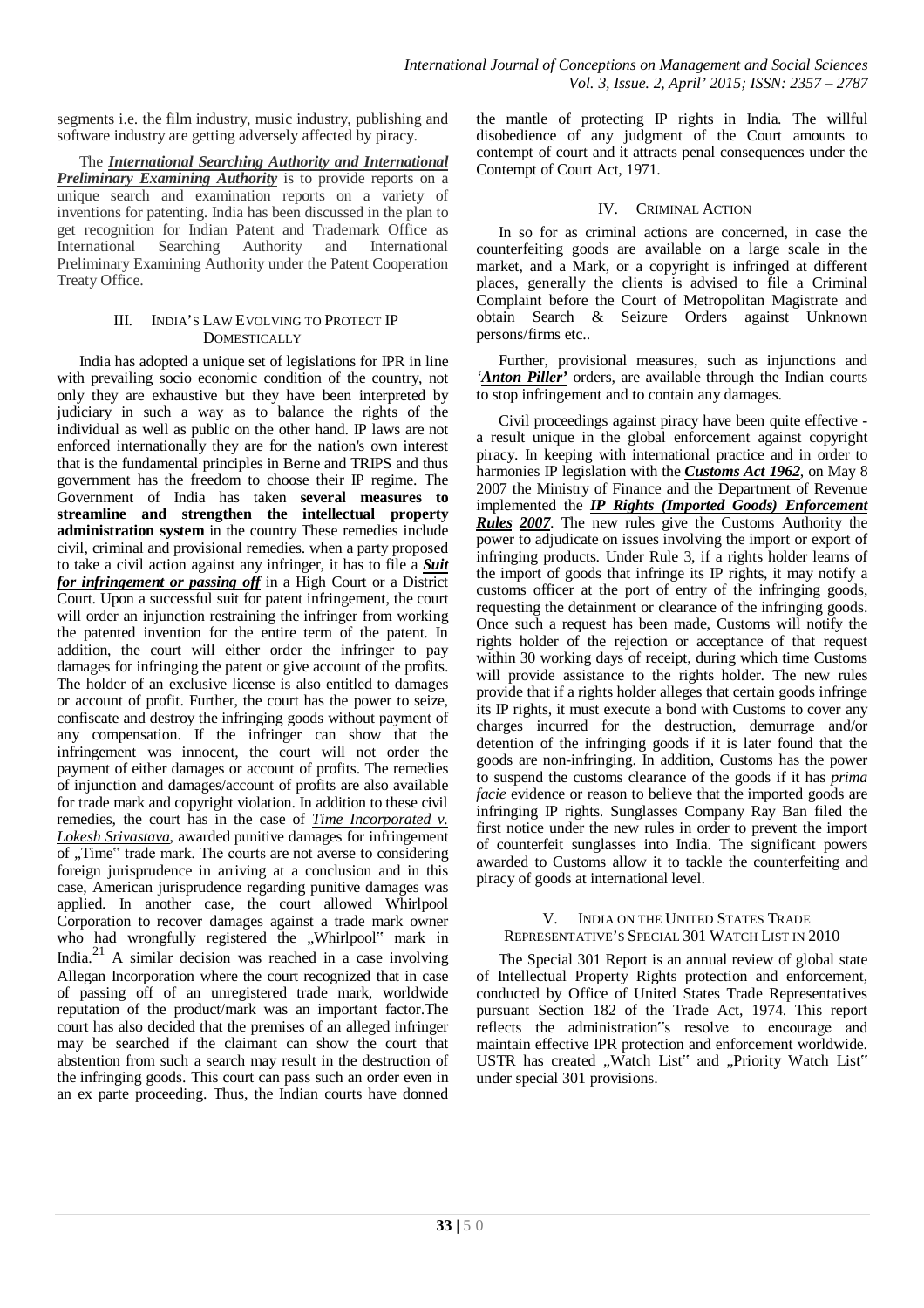segments i.e. the film industry, music industry, publishing and software industry are getting adversely affected by piracy.

The ***International Searching Authority and International Preliminary Examining Authority*** is to provide reports on a unique search and examination reports on a variety of inventions for patenting. India has been discussed in the plan to get recognition for Indian Patent and Trademark Office as International Searching Authority and International Preliminary Examining Authority under the Patent Cooperation Treaty Office.

## III. India's Law Evolving to Protect IP Domestically

India has adopted a unique set of legislations for IPR in line with prevailing socio economic condition of the country, not only they are exhaustive but they have been interpreted by judiciary in such a way as to balance the rights of the individual as well as public on the other hand. IP laws are not enforced internationally they are for the nation's own interest that is the fundamental principles in Berne and TRIPS and thus government has the freedom to choose their IP regime. The Government of India has taken **several measures to streamline and strengthen the intellectual property administration system** in the country These remedies include civil, criminal and provisional remedies. when a party proposed to take a civil action against any infringer, it has to file a ***Suit for infringement or passing off*** in a High Court or a District Court. Upon a successful suit for patent infringement, the court will order an injunction restraining the infringer from working the patented invention for the entire term of the patent. In addition, the court will either order the infringer to pay damages for infringing the patent or give account of the profits. The holder of an exclusive license is also entitled to damages or account of profit. Further, the court has the power to seize, confiscate and destroy the infringing goods without payment of any compensation. If the infringer can show that the infringement was innocent, the court will not order the payment of either damages or account of profits. The remedies of injunction and damages/account of profits are also available for trade mark and copyright violation. In addition to these civil remedies, the court has in the case of *Time Incorporated v. Lokesh Srivastava*, awarded punitive damages for infringement of „Time" trade mark. The courts are not averse to considering foreign jurisprudence in arriving at a conclusion and in this case, American jurisprudence regarding punitive damages was applied. In another case, the court allowed Whirlpool Corporation to recover damages against a trade mark owner who had wrongfully registered the „Whirlpool" mark in India.[21] A similar decision was reached in a case involving Allegan Incorporation where the court recognized that in case of passing off of an unregistered trade mark, worldwide reputation of the product/mark was an important factor.The court has also decided that the premises of an alleged infringer may be searched if the claimant can show the court that abstention from such a search may result in the destruction of the infringing goods. This court can pass such an order even in an ex parte proceeding. Thus, the Indian courts have donned the mantle of protecting IP rights in India. The willful disobedience of any judgment of the Court amounts to contempt of court and it attracts penal consequences under the Contempt of Court Act, 1971.

## IV. Criminal Action

In so for as criminal actions are concerned, in case the counterfeiting goods are available on a large scale in the market, and a Mark, or a copyright is infringed at different places, generally the clients is advised to file a Criminal Complaint before the Court of Metropolitan Magistrate and obtain Search & Seizure Orders against Unknown persons/firms etc..

Further, provisional measures, such as injunctions and '***Anton Piller'*** orders, are available through the Indian courts to stop infringement and to contain any damages.

Civil proceedings against piracy have been quite effective - a result unique in the global enforcement against copyright piracy. In keeping with international practice and in order to harmonies IP legislation with the ***Customs Act 1962***, on May 8 2007 the Ministry of Finance and the Department of Revenue implemented the ***IP Rights (Imported Goods) Enforcement Rules 2007***. The new rules give the Customs Authority the power to adjudicate on issues involving the import or export of infringing products. Under Rule 3, if a rights holder learns of the import of goods that infringe its IP rights, it may notify a customs officer at the port of entry of the infringing goods, requesting the detainment or clearance of the infringing goods. Once such a request has been made, Customs will notify the rights holder of the rejection or acceptance of that request within 30 working days of receipt, during which time Customs will provide assistance to the rights holder. The new rules provide that if a rights holder alleges that certain goods infringe its IP rights, it must execute a bond with Customs to cover any charges incurred for the destruction, demurrage and/or detention of the infringing goods if it is later found that the goods are non-infringing. In addition, Customs has the power to suspend the customs clearance of the goods if it has *prima facie* evidence or reason to believe that the imported goods are infringing IP rights. Sunglasses Company Ray Ban filed the first notice under the new rules in order to prevent the import of counterfeit sunglasses into India. The significant powers awarded to Customs allow it to tackle the counterfeiting and piracy of goods at international level.

## V. India on the United States Trade Representative's Special 301 Watch List in 2010

The Special 301 Report is an annual review of global state of Intellectual Property Rights protection and enforcement, conducted by Office of United States Trade Representatives pursuant Section 182 of the Trade Act, 1974. This report reflects the administration"s resolve to encourage and maintain effective IPR protection and enforcement worldwide. USTR has created „Watch List" and „Priority Watch List" under special 301 provisions.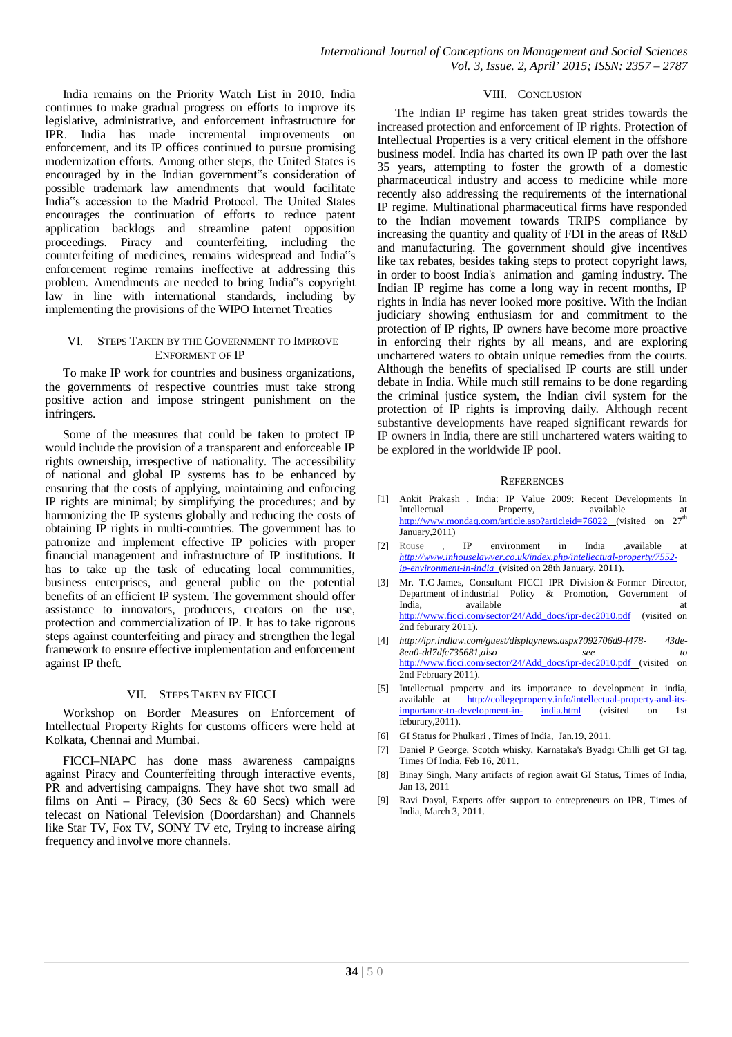India remains on the Priority Watch List in 2010. India continues to make gradual progress on efforts to improve its legislative, administrative, and enforcement infrastructure for IPR. India has made incremental improvements on enforcement, and its IP offices continued to pursue promising modernization efforts. Among other steps, the United States is encouraged by in the Indian government"s consideration of possible trademark law amendments that would facilitate India"s accession to the Madrid Protocol. The United States encourages the continuation of efforts to reduce patent application backlogs and streamline patent opposition proceedings. Piracy and counterfeiting, including the counterfeiting of medicines, remains widespread and India"s enforcement regime remains ineffective at addressing this problem. Amendments are needed to bring India"s copyright law in line with international standards, including by implementing the provisions of the WIPO Internet Treaties

## VI. Steps Taken by the Government to Improve Enforment of IP

To make IP work for countries and business organizations, the governments of respective countries must take strong positive action and impose stringent punishment on the infringers.

Some of the measures that could be taken to protect IP would include the provision of a transparent and enforceable IP rights ownership, irrespective of nationality. The accessibility of national and global IP systems has to be enhanced by ensuring that the costs of applying, maintaining and enforcing IP rights are minimal; by simplifying the procedures; and by harmonizing the IP systems globally and reducing the costs of obtaining IP rights in multi-countries. The government has to patronize and implement effective IP policies with proper financial management and infrastructure of IP institutions. It has to take up the task of educating local communities, business enterprises, and general public on the potential benefits of an efficient IP system. The government should offer assistance to innovators, producers, creators on the use, protection and commercialization of IP. It has to take rigorous steps against counterfeiting and piracy and strengthen the legal framework to ensure effective implementation and enforcement against IP theft.

## VII. Steps Taken by FICCI

Workshop on Border Measures on Enforcement of Intellectual Property Rights for customs officers were held at Kolkata, Chennai and Mumbai.

FICCI–NIAPC has done mass awareness campaigns against Piracy and Counterfeiting through interactive events, PR and advertising campaigns. They have shot two small ad films on Anti – Piracy, (30 Secs & 60 Secs) which were telecast on National Television (Doordarshan) and Channels like Star TV, Fox TV, SONY TV etc, Trying to increase airing frequency and involve more channels.

## VIII. Conclusion

The Indian IP regime has taken great strides towards the increased protection and enforcement of IP rights. Protection of Intellectual Properties is a very critical element in the offshore business model. India has charted its own IP path over the last 35 years, attempting to foster the growth of a domestic pharmaceutical industry and access to medicine while more recently also addressing the requirements of the international IP regime. Multinational pharmaceutical firms have responded to the Indian movement towards TRIPS compliance by increasing the quantity and quality of FDI in the areas of R&D and manufacturing. The government should give incentives like tax rebates, besides taking steps to protect copyright laws, in order to boost India's animation and gaming industry. The Indian IP regime has come a long way in recent months, IP rights in India has never looked more positive. With the Indian judiciary showing enthusiasm for and commitment to the protection of IP rights, IP owners have become more proactive in enforcing their rights by all means, and are exploring unchartered waters to obtain unique remedies from the courts. Although the benefits of specialised IP courts are still under debate in India. While much still remains to be done regarding the criminal justice system, the Indian civil system for the protection of IP rights is improving daily. Although recent substantive developments have reaped significant rewards for IP owners in India, there are still unchartered waters waiting to be explored in the worldwide IP pool.

## References

[1] Ankit Prakash , India: IP Value 2009: Recent Developments In Intellectual Property, available at http://www.mondaq.com/article.asp?articleid=76022 (visited on 27th January,2011)

[2] Rouse , IP environment in India ,available at *http://www.inhouselawyer.co.uk/index.php/intellectual-property/7552-ip-environment-in-india* (visited on 28th January, 2011).

[3] Mr. T.C James, Consultant FICCI IPR Division & Former Director, Department of industrial Policy & Promotion, Government of India, available at http://www.ficci.com/sector/24/Add_docs/ipr-dec2010.pdf (visited on 2nd feburary 2011).

[4] *http://ipr.indlaw.com/guest/displaynews.aspx?092706d9-f478-43de-8ea0-dd7dfc735681,also see to* http://www.ficci.com/sector/24/Add_docs/ipr-dec2010.pdf (visited on 2nd February 2011).

[5] Intellectual property and its importance to development in india, available at http://collegeproperty.info/intellectual-property-and-its-importance-to-development-in-india.html (visited on 1st feburary,2011).

[6] GI Status for Phulkari , Times of India, Jan.19, 2011.

[7] Daniel P George, Scotch whisky, Karnataka's Byadgi Chilli get GI tag, Times Of India, Feb 16, 2011.

[8] Binay Singh, Many artifacts of region await GI Status, Times of India, Jan 13, 2011

[9] Ravi Dayal, Experts offer support to entrepreneurs on IPR, Times of India, March 3, 2011.